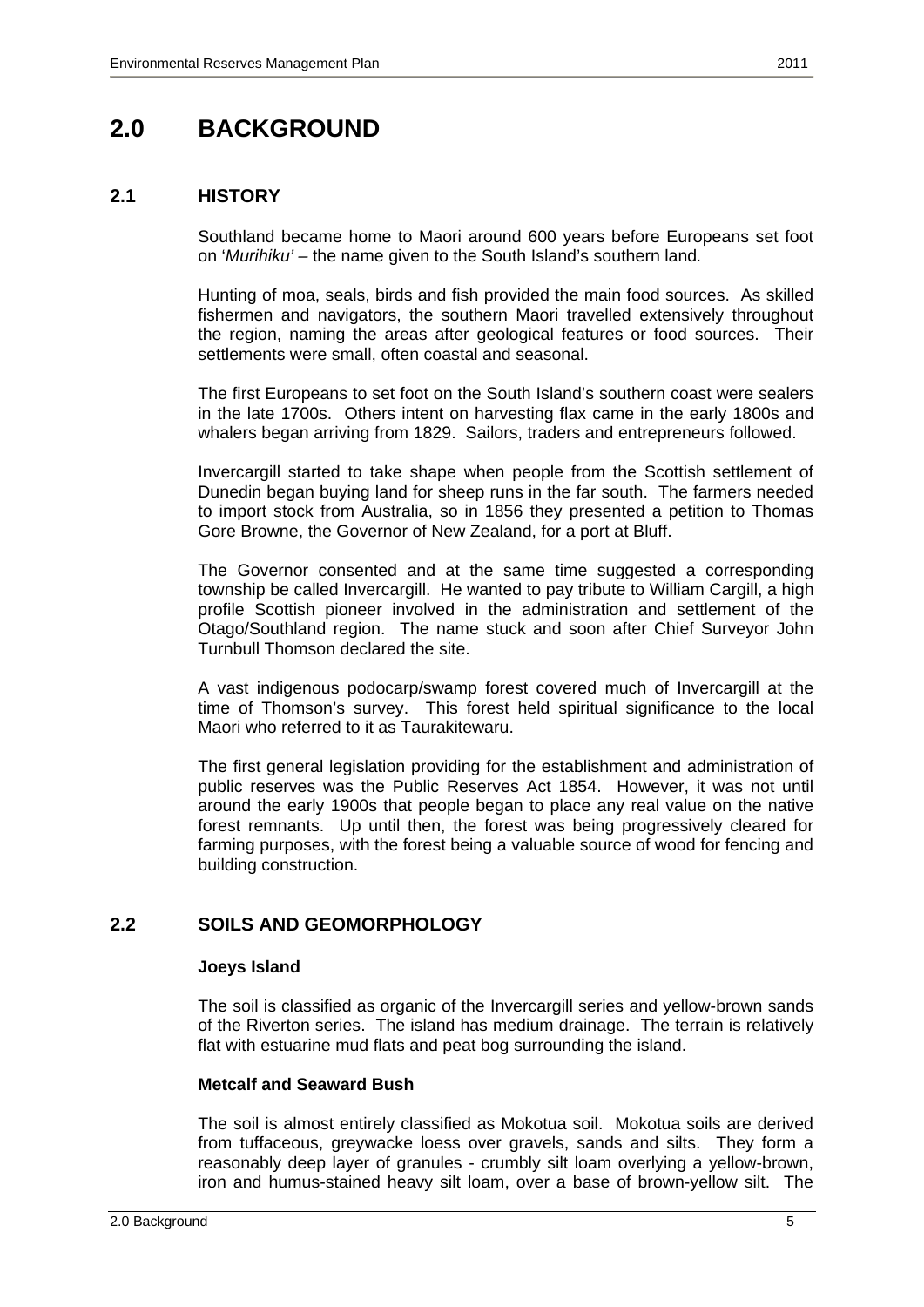# 2.0 BACKGROUND

## 2.1 HISTORY

Southland became home to Maori around 600 years before Europeans set foot on '*Murihiku'* – the name given to the South Island's southern land.

Hunting of moa, seals, birds and fish provided the main food sources. As skilled fishermen and navigators, the southern Maori travelled extensively throughout the region, naming the areas after geological features or food sources. Their settlements were small, often coastal and seasonal.

The first Europeans to set foot on the South Island's southern coast were sealers in the late 1700s. Others intent on harvesting flax came in the early 1800s and whalers began arriving from 1829. Sailors, traders and entrepreneurs followed.

Invercargill started to take shape when people from the Scottish settlement of Dunedin began buying land for sheep runs in the far south. The farmers needed to import stock from Australia, so in 1856 they presented a petition to Thomas Gore Browne, the Governor of New Zealand, for a port at Bluff.

The Governor consented and at the same time suggested a corresponding township be called Invercargill. He wanted to pay tribute to William Cargill, a high profile Scottish pioneer involved in the administration and settlement of the Otago/Southland region. The name stuck and soon after Chief Surveyor John Turnbull Thomson declared the site.

A vast indigenous podocarp/swamp forest covered much of Invercargill at the time of Thomson's survey. This forest held spiritual significance to the local Maori who referred to it as Taurakitewaru.

The first general legislation providing for the establishment and administration of public reserves was the Public Reserves Act 1854. However, it was not until around the early 1900s that people began to place any real value on the native forest remnants. Up until then, the forest was being progressively cleared for farming purposes, with the forest being a valuable source of wood for fencing and building construction.

## 2.2 SOILS AND GEOMORPHOLOGY

**Joeys Island**

The soil is classified as organic of the Invercargill series and yellow-brown sands of the Riverton series. The island has medium drainage. The terrain is relatively flat with estuarine mud flats and peat bog surrounding the island.

**Metcalf and Seaward Bush**

The soil is almost entirely classified as Mokotua soil. Mokotua soils are derived from tuffaceous, greywacke loess over gravels, sands and silts. They form a reasonably deep layer of granules - crumbly silt loam overlying a yellow-brown, iron and humus-stained heavy silt loam, over a base of brown-yellow silt. The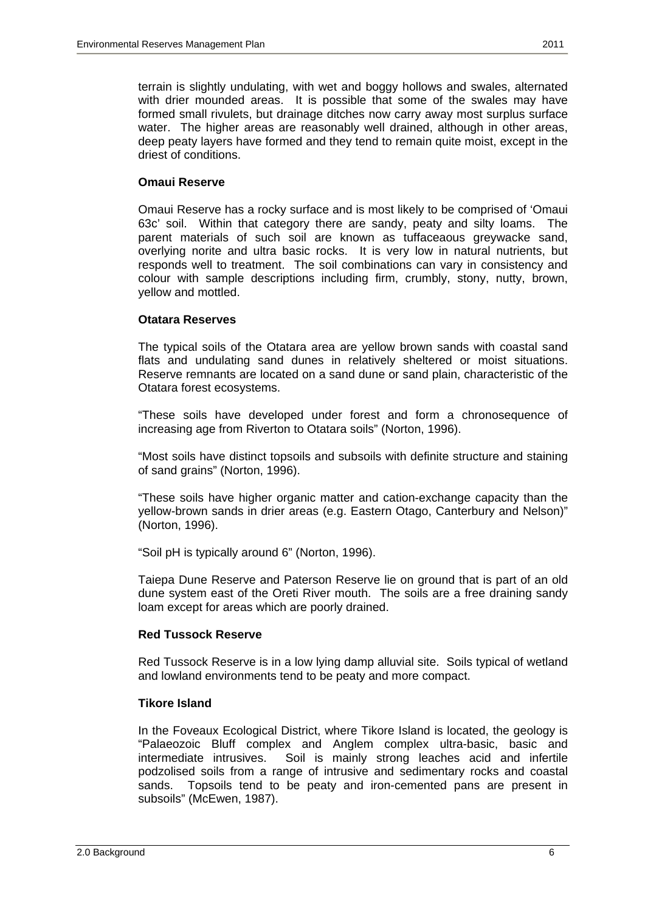terrain is slightly undulating, with wet and boggy hollows and swales, alternated with drier mounded areas. It is possible that some of the swales may have formed small rivulets, but drainage ditches now carry away most surplus surface water. The higher areas are reasonably well drained, although in other areas, deep peaty layers have formed and they tend to remain quite moist, except in the driest of conditions.

**Omaui Reserve**

Omaui Reserve has a rocky surface and is most likely to be comprised of 'Omaui 63c' soil. Within that category there are sandy, peaty and silty loams. The parent materials of such soil are known as tuffaceaous greywacke sand, overlying norite and ultra basic rocks. It is very low in natural nutrients, but responds well to treatment. The soil combinations can vary in consistency and colour with sample descriptions including firm, crumbly, stony, nutty, brown, yellow and mottled.

**Otatara Reserves**

The typical soils of the Otatara area are yellow brown sands with coastal sand flats and undulating sand dunes in relatively sheltered or moist situations. Reserve remnants are located on a sand dune or sand plain, characteristic of the Otatara forest ecosystems.

"These soils have developed under forest and form a chronosequence of increasing age from Riverton to Otatara soils" (Norton, 1996).

"Most soils have distinct topsoils and subsoils with definite structure and staining of sand grains" (Norton, 1996).

"These soils have higher organic matter and cation-exchange capacity than the yellow-brown sands in drier areas (e.g. Eastern Otago, Canterbury and Nelson)" (Norton, 1996).

"Soil pH is typically around 6" (Norton, 1996).

Taiepa Dune Reserve and Paterson Reserve lie on ground that is part of an old dune system east of the Oreti River mouth. The soils are a free draining sandy loam except for areas which are poorly drained.

**Red Tussock Reserve**

Red Tussock Reserve is in a low lying damp alluvial site. Soils typical of wetland and lowland environments tend to be peaty and more compact.

**Tikore Island**

In the Foveaux Ecological District, where Tikore Island is located, the geology is "Palaeozoic Bluff complex and Anglem complex ultra-basic, basic and intermediate intrusives. Soil is mainly strong leaches acid and infertile podzolised soils from a range of intrusive and sedimentary rocks and coastal sands. Topsoils tend to be peaty and iron-cemented pans are present in subsoils" (McEwen, 1987).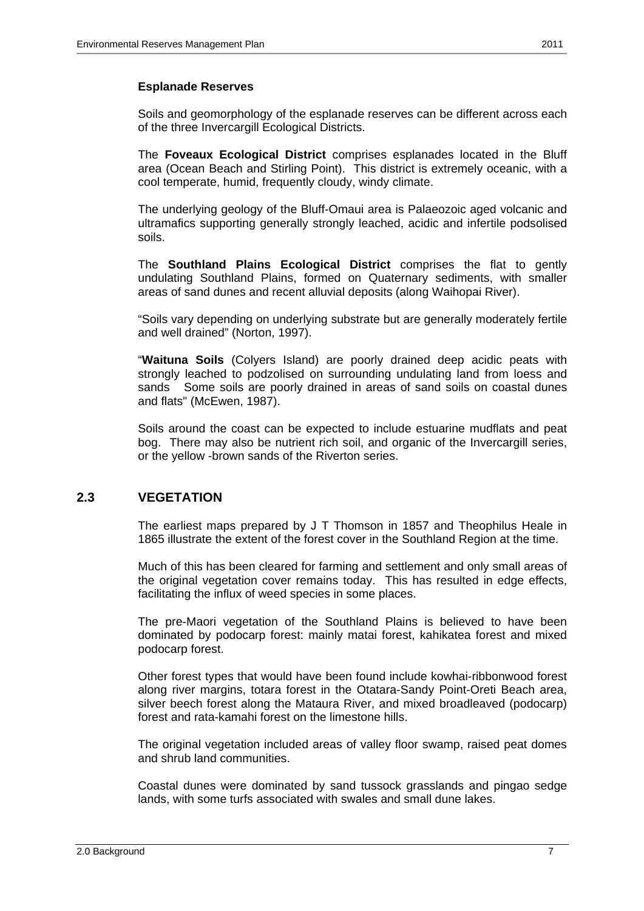**Esplanade Reserves**

Soils and geomorphology of the esplanade reserves can be different across each of the three Invercargill Ecological Districts.

The **Foveaux Ecological District** comprises esplanades located in the Bluff area (Ocean Beach and Stirling Point). This district is extremely oceanic, with a cool temperate, humid, frequently cloudy, windy climate.

The underlying geology of the Bluff-Omaui area is Palaeozoic aged volcanic and ultramafics supporting generally strongly leached, acidic and infertile podsolised soils.

The **Southland Plains Ecological District** comprises the flat to gently undulating Southland Plains, formed on Quaternary sediments, with smaller areas of sand dunes and recent alluvial deposits (along Waihopai River).

"Soils vary depending on underlying substrate but are generally moderately fertile and well drained" (Norton, 1997).

"**Waituna Soils** (Colyers Island) are poorly drained deep acidic peats with strongly leached to podzolised on surrounding undulating land from loess and sands Some soils are poorly drained in areas of sand soils on coastal dunes and flats" (McEwen, 1987).

Soils around the coast can be expected to include estuarine mudflats and peat bog. There may also be nutrient rich soil, and organic of the Invercargill series, or the yellow -brown sands of the Riverton series.

## 2.3 VEGETATION

The earliest maps prepared by J T Thomson in 1857 and Theophilus Heale in 1865 illustrate the extent of the forest cover in the Southland Region at the time.

Much of this has been cleared for farming and settlement and only small areas of the original vegetation cover remains today. This has resulted in edge effects, facilitating the influx of weed species in some places.

The pre-Maori vegetation of the Southland Plains is believed to have been dominated by podocarp forest: mainly matai forest, kahikatea forest and mixed podocarp forest.

Other forest types that would have been found include kowhai-ribbonwood forest along river margins, totara forest in the Otatara-Sandy Point-Oreti Beach area, silver beech forest along the Mataura River, and mixed broadleaved (podocarp) forest and rata-kamahi forest on the limestone hills.

The original vegetation included areas of valley floor swamp, raised peat domes and shrub land communities.

Coastal dunes were dominated by sand tussock grasslands and pingao sedge lands, with some turfs associated with swales and small dune lakes.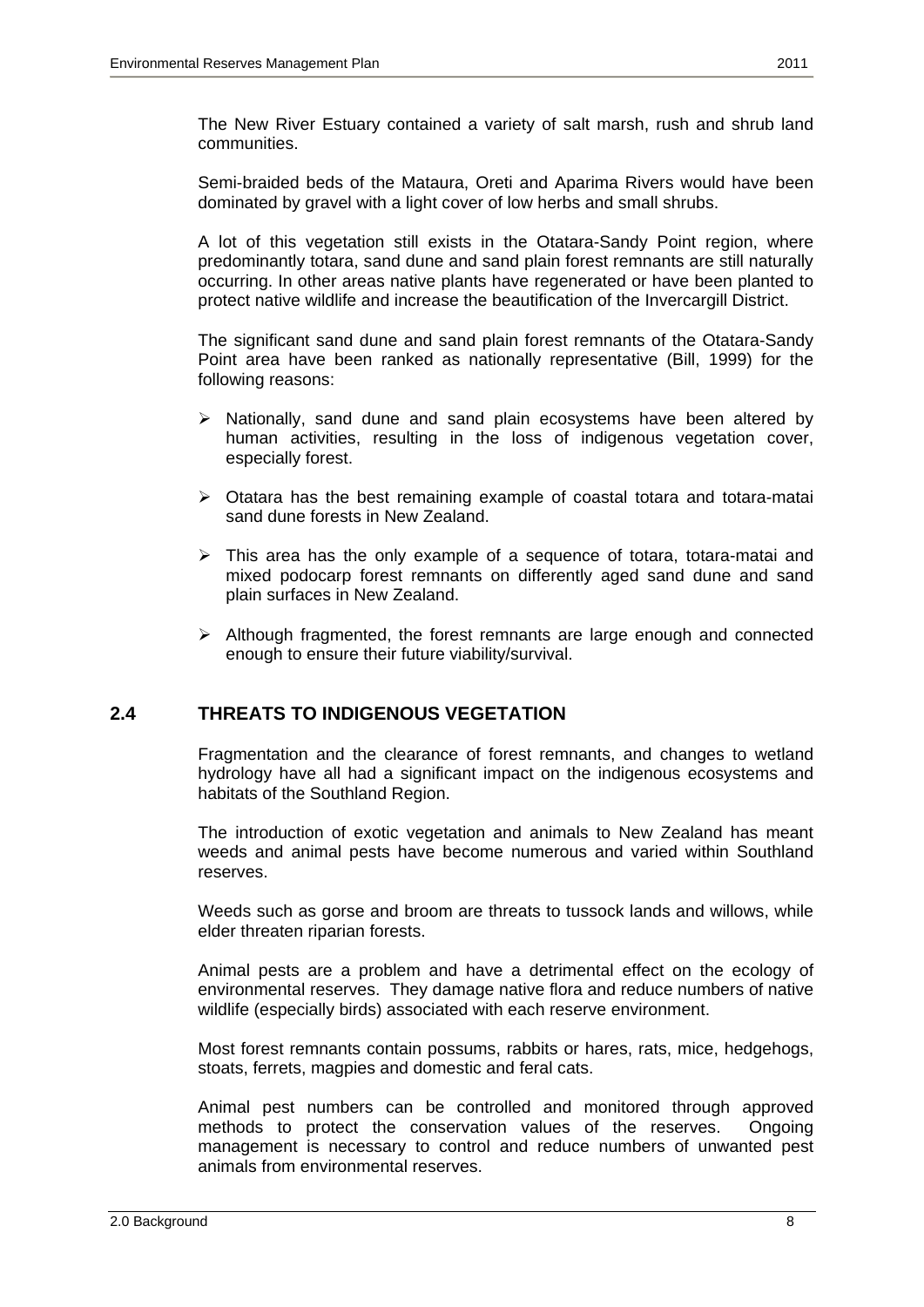The New River Estuary contained a variety of salt marsh, rush and shrub land communities.

Semi-braided beds of the Mataura, Oreti and Aparima Rivers would have been dominated by gravel with a light cover of low herbs and small shrubs.

A lot of this vegetation still exists in the Otatara-Sandy Point region, where predominantly totara, sand dune and sand plain forest remnants are still naturally occurring. In other areas native plants have regenerated or have been planted to protect native wildlife and increase the beautification of the Invercargill District.

The significant sand dune and sand plain forest remnants of the Otatara-Sandy Point area have been ranked as nationally representative (Bill, 1999) for the following reasons:

- Nationally, sand dune and sand plain ecosystems have been altered by human activities, resulting in the loss of indigenous vegetation cover, especially forest.
- Otatara has the best remaining example of coastal totara and totara-matai sand dune forests in New Zealand.
- This area has the only example of a sequence of totara, totara-matai and mixed podocarp forest remnants on differently aged sand dune and sand plain surfaces in New Zealand.
- Although fragmented, the forest remnants are large enough and connected enough to ensure their future viability/survival.

## 2.4 THREATS TO INDIGENOUS VEGETATION

Fragmentation and the clearance of forest remnants, and changes to wetland hydrology have all had a significant impact on the indigenous ecosystems and habitats of the Southland Region.

The introduction of exotic vegetation and animals to New Zealand has meant weeds and animal pests have become numerous and varied within Southland reserves.

Weeds such as gorse and broom are threats to tussock lands and willows, while elder threaten riparian forests.

Animal pests are a problem and have a detrimental effect on the ecology of environmental reserves. They damage native flora and reduce numbers of native wildlife (especially birds) associated with each reserve environment.

Most forest remnants contain possums, rabbits or hares, rats, mice, hedgehogs, stoats, ferrets, magpies and domestic and feral cats.

Animal pest numbers can be controlled and monitored through approved methods to protect the conservation values of the reserves. Ongoing management is necessary to control and reduce numbers of unwanted pest animals from environmental reserves.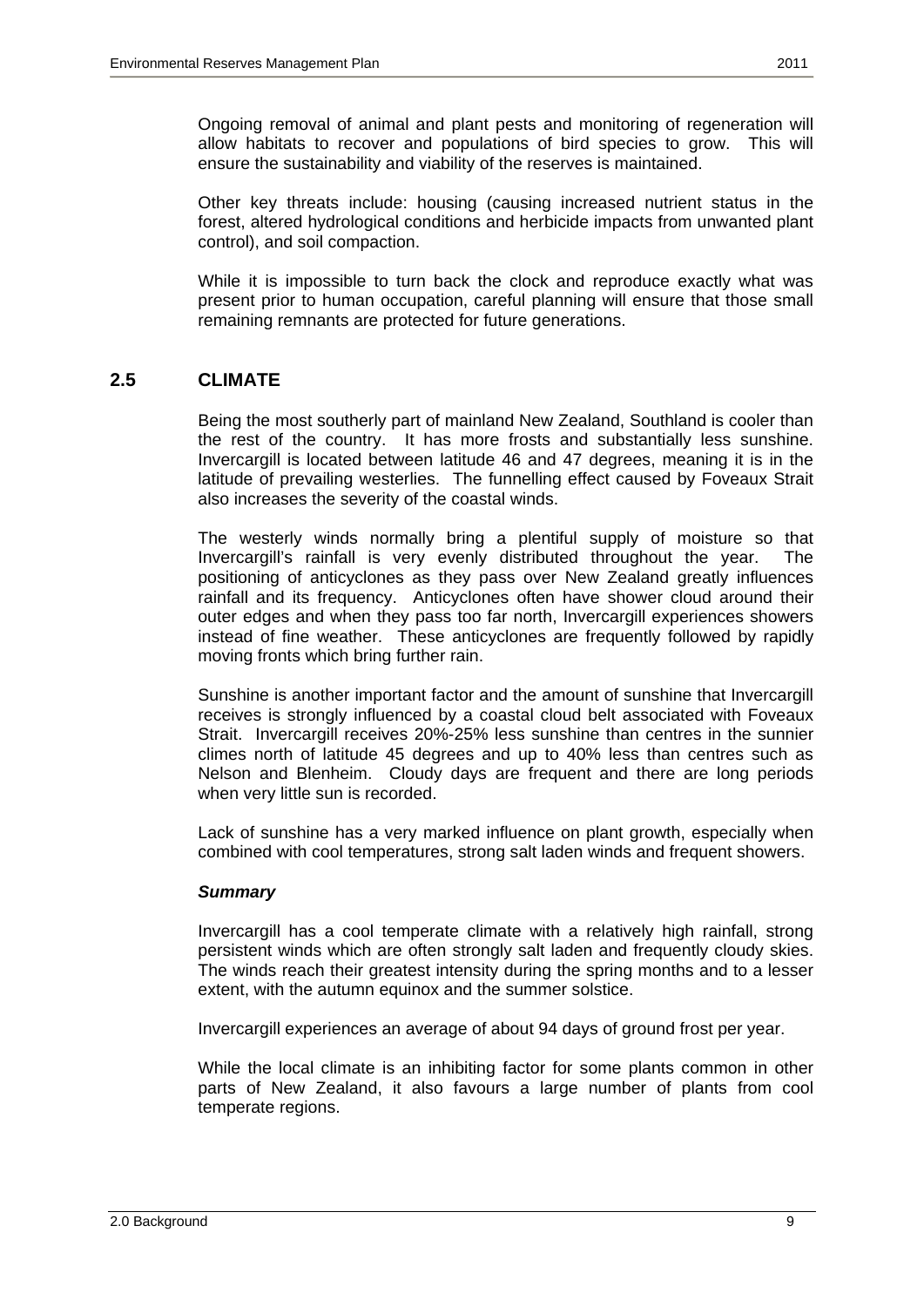Ongoing removal of animal and plant pests and monitoring of regeneration will allow habitats to recover and populations of bird species to grow. This will ensure the sustainability and viability of the reserves is maintained.

Other key threats include: housing (causing increased nutrient status in the forest, altered hydrological conditions and herbicide impacts from unwanted plant control), and soil compaction.

While it is impossible to turn back the clock and reproduce exactly what was present prior to human occupation, careful planning will ensure that those small remaining remnants are protected for future generations.

## 2.5 CLIMATE

Being the most southerly part of mainland New Zealand, Southland is cooler than the rest of the country. It has more frosts and substantially less sunshine. Invercargill is located between latitude 46 and 47 degrees, meaning it is in the latitude of prevailing westerlies. The funnelling effect caused by Foveaux Strait also increases the severity of the coastal winds.

The westerly winds normally bring a plentiful supply of moisture so that Invercargill's rainfall is very evenly distributed throughout the year. The positioning of anticyclones as they pass over New Zealand greatly influences rainfall and its frequency. Anticyclones often have shower cloud around their outer edges and when they pass too far north, Invercargill experiences showers instead of fine weather. These anticyclones are frequently followed by rapidly moving fronts which bring further rain.

Sunshine is another important factor and the amount of sunshine that Invercargill receives is strongly influenced by a coastal cloud belt associated with Foveaux Strait. Invercargill receives 20%-25% less sunshine than centres in the sunnier climes north of latitude 45 degrees and up to 40% less than centres such as Nelson and Blenheim. Cloudy days are frequent and there are long periods when very little sun is recorded.

Lack of sunshine has a very marked influence on plant growth, especially when combined with cool temperatures, strong salt laden winds and frequent showers.

***Summary***

Invercargill has a cool temperate climate with a relatively high rainfall, strong persistent winds which are often strongly salt laden and frequently cloudy skies. The winds reach their greatest intensity during the spring months and to a lesser extent, with the autumn equinox and the summer solstice.

Invercargill experiences an average of about 94 days of ground frost per year.

While the local climate is an inhibiting factor for some plants common in other parts of New Zealand, it also favours a large number of plants from cool temperate regions.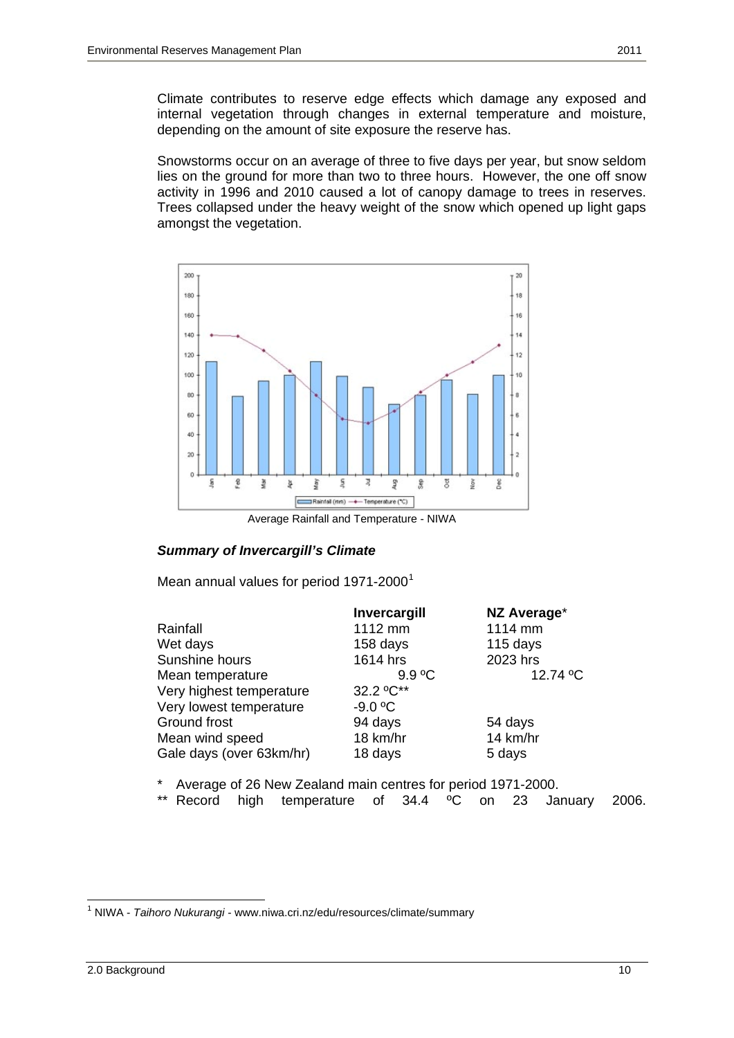Climate contributes to reserve edge effects which damage any exposed and internal vegetation through changes in external temperature and moisture, depending on the amount of site exposure the reserve has.

Snowstorms occur on an average of three to five days per year, but snow seldom lies on the ground for more than two to three hours. However, the one off snow activity in 1996 and 2010 caused a lot of canopy damage to trees in reserves. Trees collapsed under the heavy weight of the snow which opened up light gaps amongst the vegetation.

200
180
160
140
120
100
80
60
40
20
0

20
18
16
14
12
10
8
6
4
2
0

Jan Feb Mar Apr May Jun Jul Aug Sep Oct Nov Dec

Rainfall (mm) Temperature (°C)

Average Rainfall and Temperature - NIWA

***Summary of Invercargill's Climate***

Mean annual values for period 1971-2000[1]

| | Invercargill | NZ Average* |
|---|---|---|
| Rainfall | 1112 mm | 1114 mm |
| Wet days | 158 days | 115 days |
| Sunshine hours | 1614 hrs | 2023 hrs |
| Mean temperature | 9.9 ºC | 12.74 ºC |
| Very highest temperature | 32.2 ºC** | |
| Very lowest temperature | -9.0 ºC | |
| Ground frost | 94 days | 54 days |
| Mean wind speed | 18 km/hr | 14 km/hr |
| Gale days (over 63km/hr) | 18 days | 5 days |

\* Average of 26 New Zealand main centres for period 1971-2000.
** Record high temperature of 34.4 ºC on 23 January 2006.

[1] NIWA - *Taihoro Nukurangi* - www.niwa.cri.nz/edu/resources/climate/summary